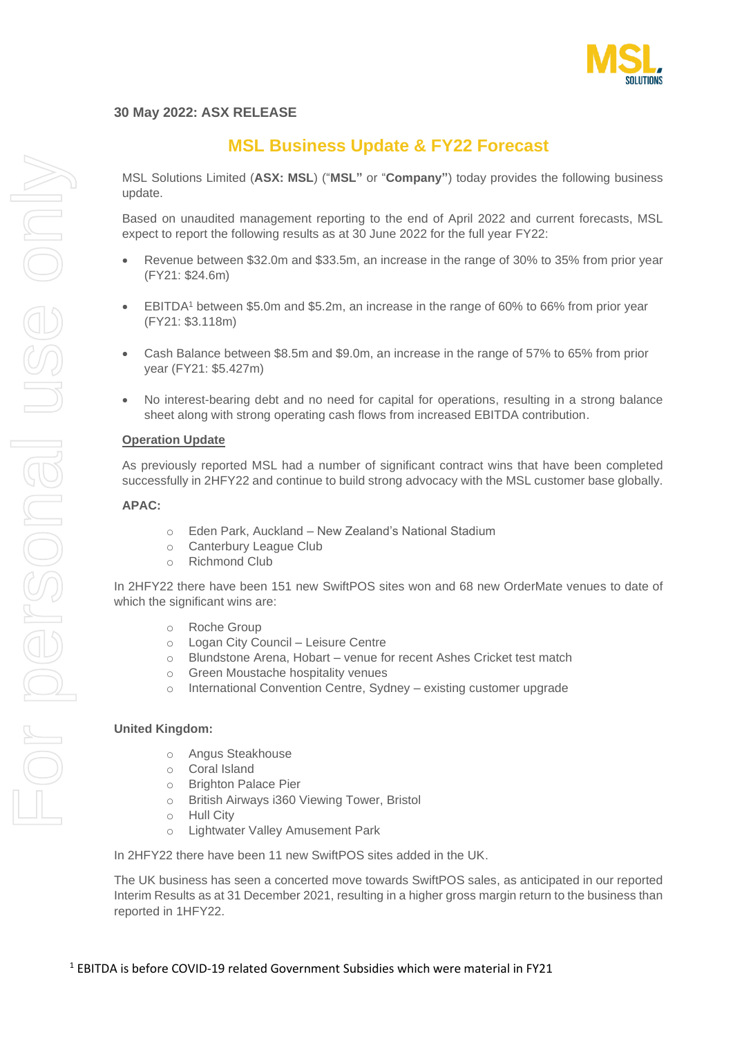**30 May 2022: ASX RELEASE**

# MSL Business Update & FY22 Forecast

MSL Solutions Limited (**ASX: MSL**) ("**MSL**" or "**Company**") today provides the following business update.

Based on unaudited management reporting to the end of April 2022 and current forecasts, MSL expect to report the following results as at 30 June 2022 for the full year FY22:

- Revenue between $32.0m and $33.5m, an increase in the range of 30% to 35% from prior year (FY21: $24.6m)
- EBITDA[1] between $5.0m and $5.2m, an increase in the range of 60% to 66% from prior year (FY21: $3.118m)
- Cash Balance between $8.5m and $9.0m, an increase in the range of 57% to 65% from prior year (FY21: $5.427m)
- No interest-bearing debt and no need for capital for operations, resulting in a strong balance sheet along with strong operating cash flows from increased EBITDA contribution.

## Operation Update

As previously reported MSL had a number of significant contract wins that have been completed successfully in 2HFY22 and continue to build strong advocacy with the MSL customer base globally.

### APAC:

- Eden Park, Auckland – New Zealand's National Stadium
- Canterbury League Club
- Richmond Club

In 2HFY22 there have been 151 new SwiftPOS sites won and 68 new OrderMate venues to date of which the significant wins are:

- Roche Group
- Logan City Council – Leisure Centre
- Blundstone Arena, Hobart – venue for recent Ashes Cricket test match
- Green Moustache hospitality venues
- International Convention Centre, Sydney – existing customer upgrade

### United Kingdom:

- Angus Steakhouse
- Coral Island
- Brighton Palace Pier
- British Airways i360 Viewing Tower, Bristol
- Hull City
- Lightwater Valley Amusement Park

In 2HFY22 there have been 11 new SwiftPOS sites added in the UK.

The UK business has seen a concerted move towards SwiftPOS sales, as anticipated in our reported Interim Results as at 31 December 2021, resulting in a higher gross margin return to the business than reported in 1HFY22.

[1] EBITDA is before COVID-19 related Government Subsidies which were material in FY21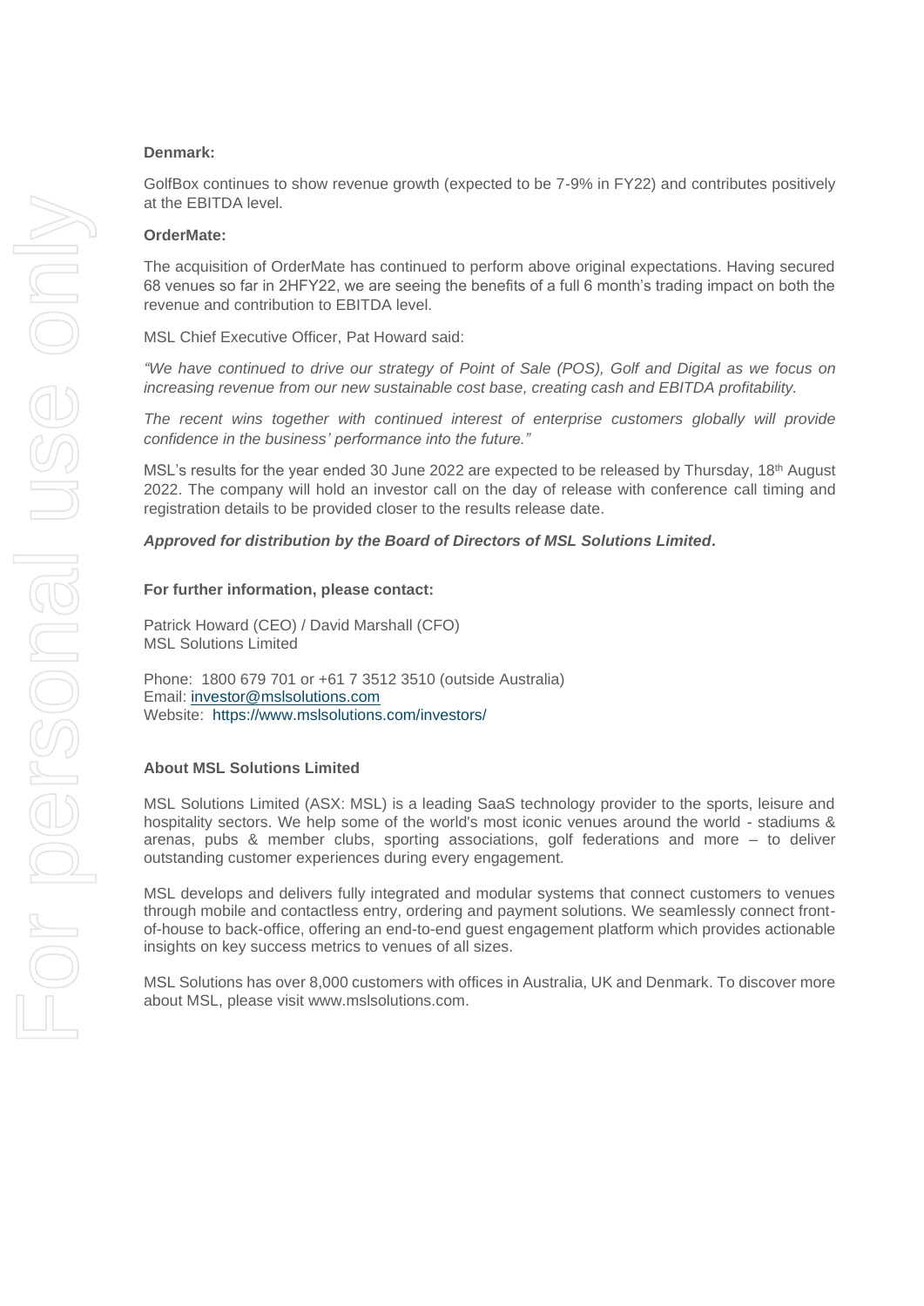**Denmark:**

GolfBox continues to show revenue growth (expected to be 7-9% in FY22) and contributes positively at the EBITDA level.

**OrderMate:**

The acquisition of OrderMate has continued to perform above original expectations. Having secured 68 venues so far in 2HFY22, we are seeing the benefits of a full 6 month's trading impact on both the revenue and contribution to EBITDA level.

MSL Chief Executive Officer, Pat Howard said:

*"We have continued to drive our strategy of Point of Sale (POS), Golf and Digital as we focus on increasing revenue from our new sustainable cost base, creating cash and EBITDA profitability.*

*The recent wins together with continued interest of enterprise customers globally will provide confidence in the business' performance into the future."*

MSL's results for the year ended 30 June 2022 are expected to be released by Thursday, 18th August 2022. The company will hold an investor call on the day of release with conference call timing and registration details to be provided closer to the results release date.

***Approved for distribution by the Board of Directors of MSL Solutions Limited.***

**For further information, please contact:**

Patrick Howard (CEO) / David Marshall (CFO)
MSL Solutions Limited

Phone: 1800 679 701 or +61 7 3512 3510 (outside Australia)
Email: investor@mslsolutions.com
Website: https://www.mslsolutions.com/investors/

**About MSL Solutions Limited**

MSL Solutions Limited (ASX: MSL) is a leading SaaS technology provider to the sports, leisure and hospitality sectors. We help some of the world's most iconic venues around the world - stadiums & arenas, pubs & member clubs, sporting associations, golf federations and more – to deliver outstanding customer experiences during every engagement.

MSL develops and delivers fully integrated and modular systems that connect customers to venues through mobile and contactless entry, ordering and payment solutions. We seamlessly connect front-of-house to back-office, offering an end-to-end guest engagement platform which provides actionable insights on key success metrics to venues of all sizes.

MSL Solutions has over 8,000 customers with offices in Australia, UK and Denmark. To discover more about MSL, please visit www.mslsolutions.com.